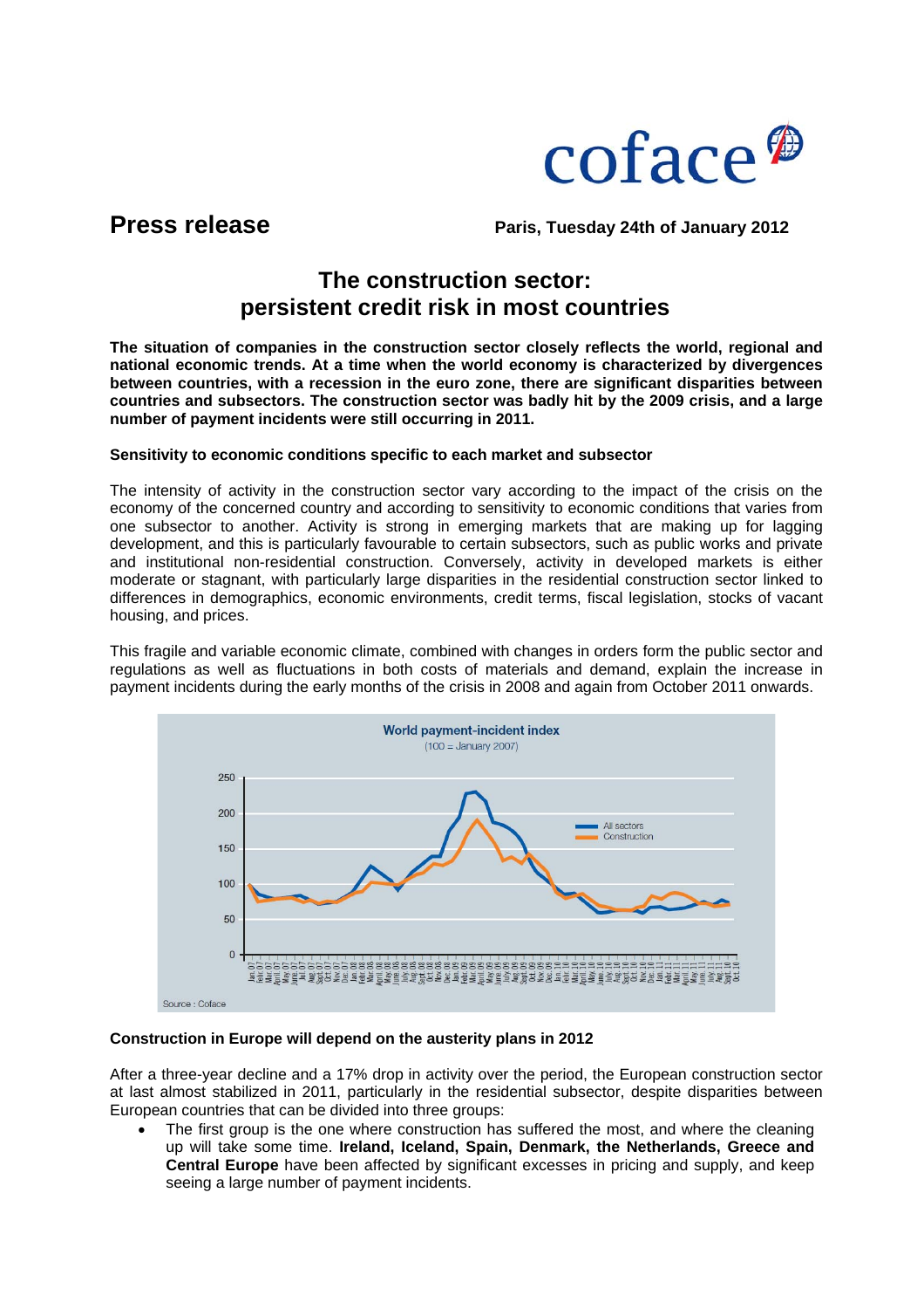coface

# Press release

**Paris, Tuesday 24th of January 2012**

## The construction sector: persistent credit risk in most countries

**The situation of companies in the construction sector closely reflects the world, regional and national economic trends. At a time when the world economy is characterized by divergences between countries, with a recession in the euro zone, there are significant disparities between countries and subsectors. The construction sector was badly hit by the 2009 crisis, and a large number of payment incidents were still occurring in 2011.**

**Sensitivity to economic conditions specific to each market and subsector**

The intensity of activity in the construction sector vary according to the impact of the crisis on the economy of the concerned country and according to sensitivity to economic conditions that varies from one subsector to another. Activity is strong in emerging markets that are making up for lagging development, and this is particularly favourable to certain subsectors, such as public works and private and institutional non-residential construction. Conversely, activity in developed markets is either moderate or stagnant, with particularly large disparities in the residential construction sector linked to differences in demographics, economic environments, credit terms, fiscal legislation, stocks of vacant housing, and prices.

This fragile and variable economic climate, combined with changes in orders form the public sector and regulations as well as fluctuations in both costs of materials and demand, explain the increase in payment incidents during the early months of the crisis in 2008 and again from October 2011 onwards.

World payment-incident index
(100 = January 2007)

Source : Coface

**Construction in Europe will depend on the austerity plans in 2012**

After a three-year decline and a 17% drop in activity over the period, the European construction sector at last almost stabilized in 2011, particularly in the residential subsector, despite disparities between European countries that can be divided into three groups:

- The first group is the one where construction has suffered the most, and where the cleaning up will take some time. **Ireland, Iceland, Spain, Denmark, the Netherlands, Greece and Central Europe** have been affected by significant excesses in pricing and supply, and keep seeing a large number of payment incidents.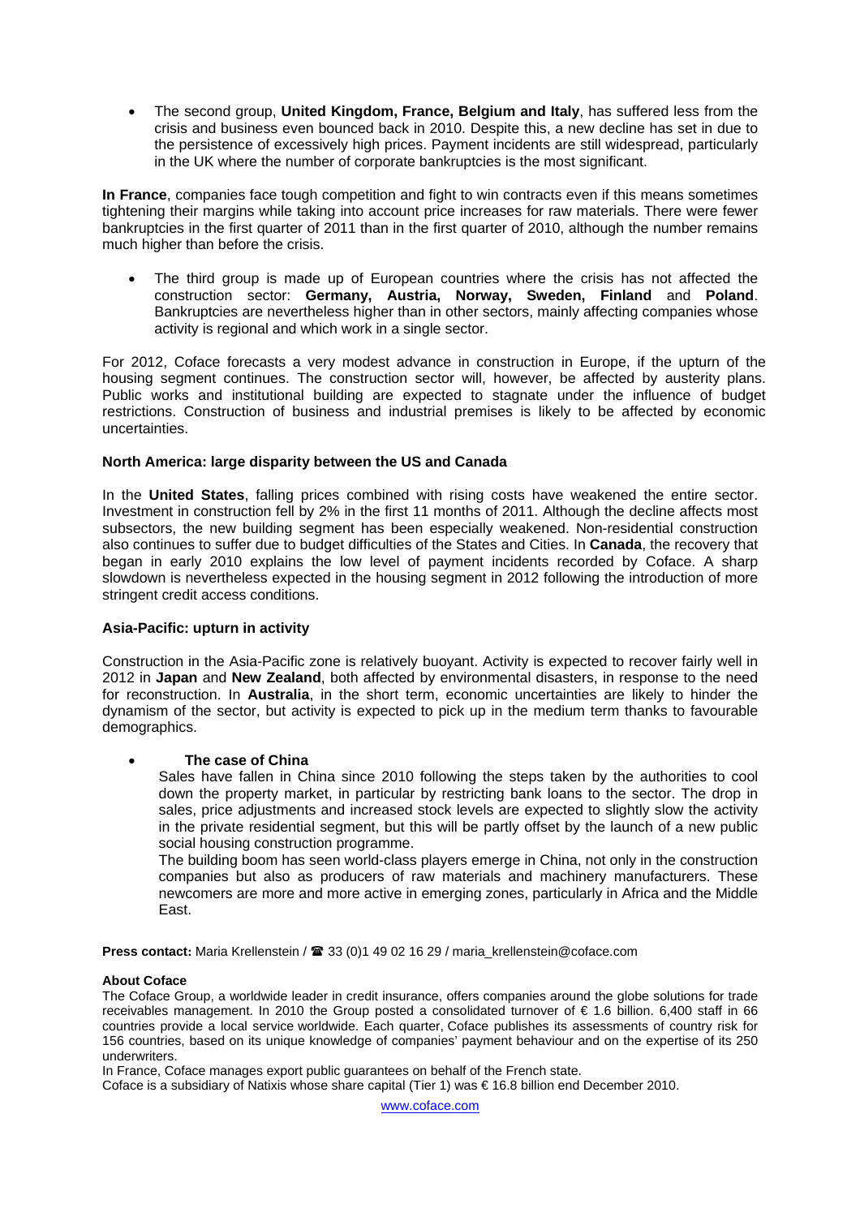- The second group, **United Kingdom, France, Belgium and Italy**, has suffered less from the crisis and business even bounced back in 2010. Despite this, a new decline has set in due to the persistence of excessively high prices. Payment incidents are still widespread, particularly in the UK where the number of corporate bankruptcies is the most significant.

**In France**, companies face tough competition and fight to win contracts even if this means sometimes tightening their margins while taking into account price increases for raw materials. There were fewer bankruptcies in the first quarter of 2011 than in the first quarter of 2010, although the number remains much higher than before the crisis.

- The third group is made up of European countries where the crisis has not affected the construction sector: **Germany, Austria, Norway, Sweden, Finland** and **Poland**. Bankruptcies are nevertheless higher than in other sectors, mainly affecting companies whose activity is regional and which work in a single sector.

For 2012, Coface forecasts a very modest advance in construction in Europe, if the upturn of the housing segment continues. The construction sector will, however, be affected by austerity plans. Public works and institutional building are expected to stagnate under the influence of budget restrictions. Construction of business and industrial premises is likely to be affected by economic uncertainties.

**North America: large disparity between the US and Canada**

In the **United States**, falling prices combined with rising costs have weakened the entire sector. Investment in construction fell by 2% in the first 11 months of 2011. Although the decline affects most subsectors, the new building segment has been especially weakened. Non-residential construction also continues to suffer due to budget difficulties of the States and Cities. In **Canada**, the recovery that began in early 2010 explains the low level of payment incidents recorded by Coface. A sharp slowdown is nevertheless expected in the housing segment in 2012 following the introduction of more stringent credit access conditions.

**Asia-Pacific: upturn in activity**

Construction in the Asia-Pacific zone is relatively buoyant. Activity is expected to recover fairly well in 2012 in **Japan** and **New Zealand**, both affected by environmental disasters, in response to the need for reconstruction. In **Australia**, in the short term, economic uncertainties are likely to hinder the dynamism of the sector, but activity is expected to pick up in the medium term thanks to favourable demographics.

- **The case of China**

  Sales have fallen in China since 2010 following the steps taken by the authorities to cool down the property market, in particular by restricting bank loans to the sector. The drop in sales, price adjustments and increased stock levels are expected to slightly slow the activity in the private residential segment, but this will be partly offset by the launch of a new public social housing construction programme.

  The building boom has seen world-class players emerge in China, not only in the construction companies but also as producers of raw materials and machinery manufacturers. These newcomers are more and more active in emerging zones, particularly in Africa and the Middle East.

**Press contact:** Maria Krellenstein / ☎ 33 (0)1 49 02 16 29 / maria_krellenstein@coface.com

**About Coface**

The Coface Group, a worldwide leader in credit insurance, offers companies around the globe solutions for trade receivables management. In 2010 the Group posted a consolidated turnover of € 1.6 billion. 6,400 staff in 66 countries provide a local service worldwide. Each quarter, Coface publishes its assessments of country risk for 156 countries, based on its unique knowledge of companies' payment behaviour and on the expertise of its 250 underwriters.

In France, Coface manages export public guarantees on behalf of the French state.

Coface is a subsidiary of Natixis whose share capital (Tier 1) was € 16.8 billion end December 2010.

www.coface.com